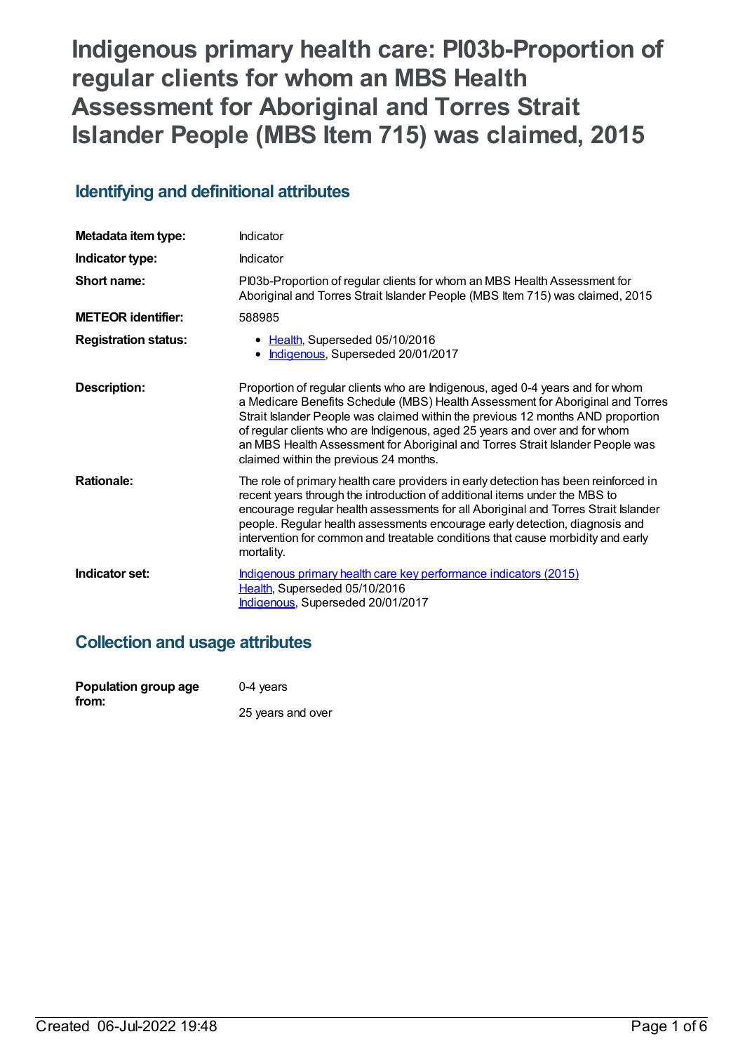# Indigenous primary health care: PI03b-Proportion of regular clients for whom an MBS Health Assessment for Aboriginal and Torres Strait Islander People (MBS Item 715) was claimed, 2015

## Identifying and definitional attributes

| | |
|---|---|
| **Metadata item type:** | Indicator |
| **Indicator type:** | Indicator |
| **Short name:** | PI03b-Proportion of regular clients for whom an MBS Health Assessment for Aboriginal and Torres Strait Islander People (MBS Item 715) was claimed, 2015 |
| **METEOR identifier:** | 588985 |
| **Registration status:** | • Health, Superseded 05/10/2016<br>• Indigenous, Superseded 20/01/2017 |
| **Description:** | Proportion of regular clients who are Indigenous, aged 0-4 years and for whom a Medicare Benefits Schedule (MBS) Health Assessment for Aboriginal and Torres Strait Islander People was claimed within the previous 12 months AND proportion of regular clients who are Indigenous, aged 25 years and over and for whom an MBS Health Assessment for Aboriginal and Torres Strait Islander People was claimed within the previous 24 months. |
| **Rationale:** | The role of primary health care providers in early detection has been reinforced in recent years through the introduction of additional items under the MBS to encourage regular health assessments for all Aboriginal and Torres Strait Islander people. Regular health assessments encourage early detection, diagnosis and intervention for common and treatable conditions that cause morbidity and early mortality. |
| **Indicator set:** | Indigenous primary health care key performance indicators (2015)<br>Health, Superseded 05/10/2016<br>Indigenous, Superseded 20/01/2017 |

## Collection and usage attributes

| | |
|---|---|
| **Population group age from:** | 0-4 years<br><br>25 years and over |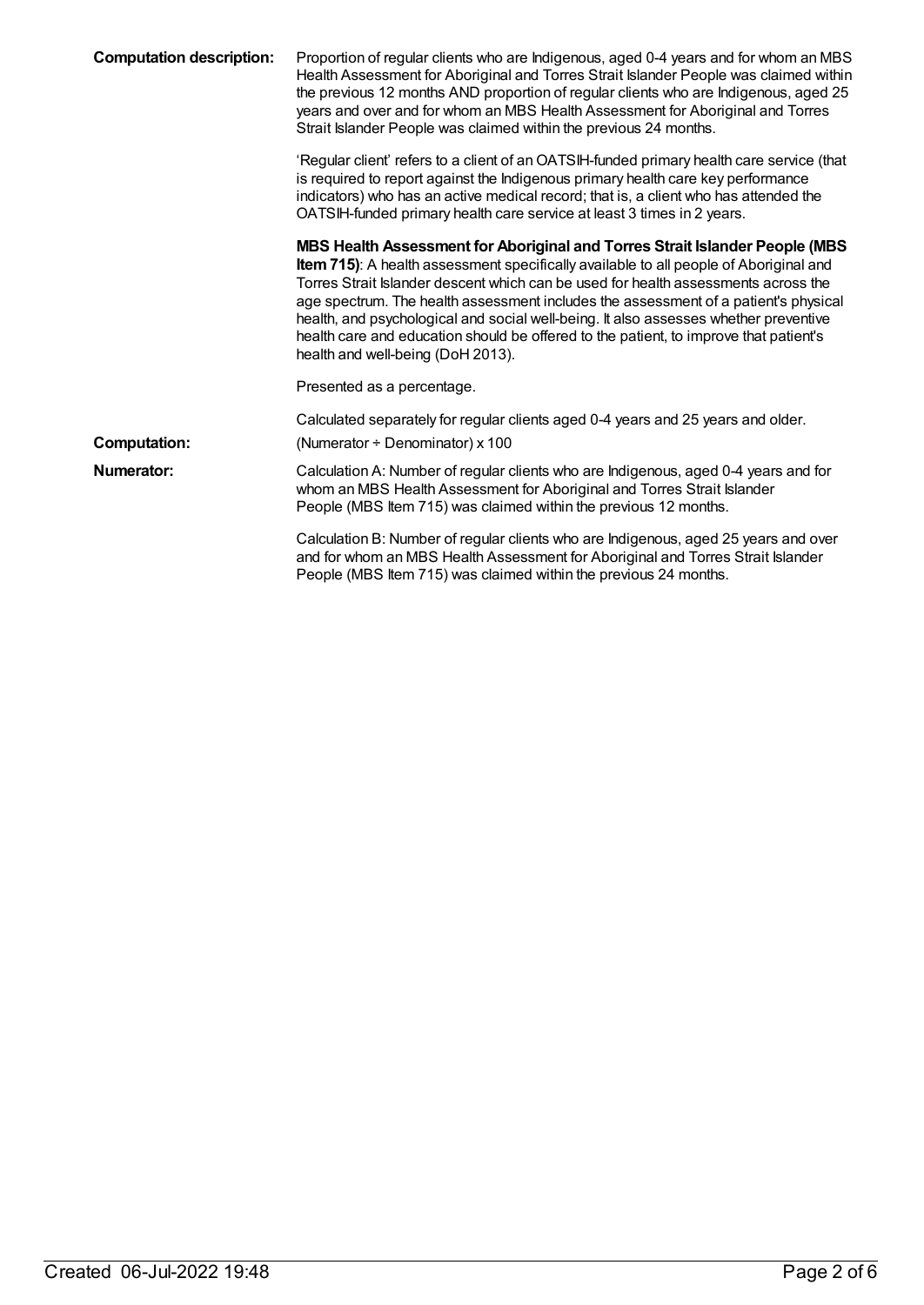**Computation description:** Proportion of regular clients who are Indigenous, aged 0-4 years and for whom an MBS Health Assessment for Aboriginal and Torres Strait Islander People was claimed within the previous 12 months AND proportion of regular clients who are Indigenous, aged 25 years and over and for whom an MBS Health Assessment for Aboriginal and Torres Strait Islander People was claimed within the previous 24 months.

'Regular client' refers to a client of an OATSIH-funded primary health care service (that is required to report against the Indigenous primary health care key performance indicators) who has an active medical record; that is, a client who has attended the OATSIH-funded primary health care service at least 3 times in 2 years.

**MBS Health Assessment for Aboriginal and Torres Strait Islander People (MBS Item 715)**: A health assessment specifically available to all people of Aboriginal and Torres Strait Islander descent which can be used for health assessments across the age spectrum. The health assessment includes the assessment of a patient's physical health, and psychological and social well-being. It also assesses whether preventive health care and education should be offered to the patient, to improve that patient's health and well-being (DoH 2013).

Presented as a percentage.

Calculated separately for regular clients aged 0-4 years and 25 years and older.

**Computation:** (Numerator ÷ Denominator) x 100

**Numerator:** Calculation A: Number of regular clients who are Indigenous, aged 0-4 years and for whom an MBS Health Assessment for Aboriginal and Torres Strait Islander People (MBS Item 715) was claimed within the previous 12 months.

Calculation B: Number of regular clients who are Indigenous, aged 25 years and over and for whom an MBS Health Assessment for Aboriginal and Torres Strait Islander People (MBS Item 715) was claimed within the previous 24 months.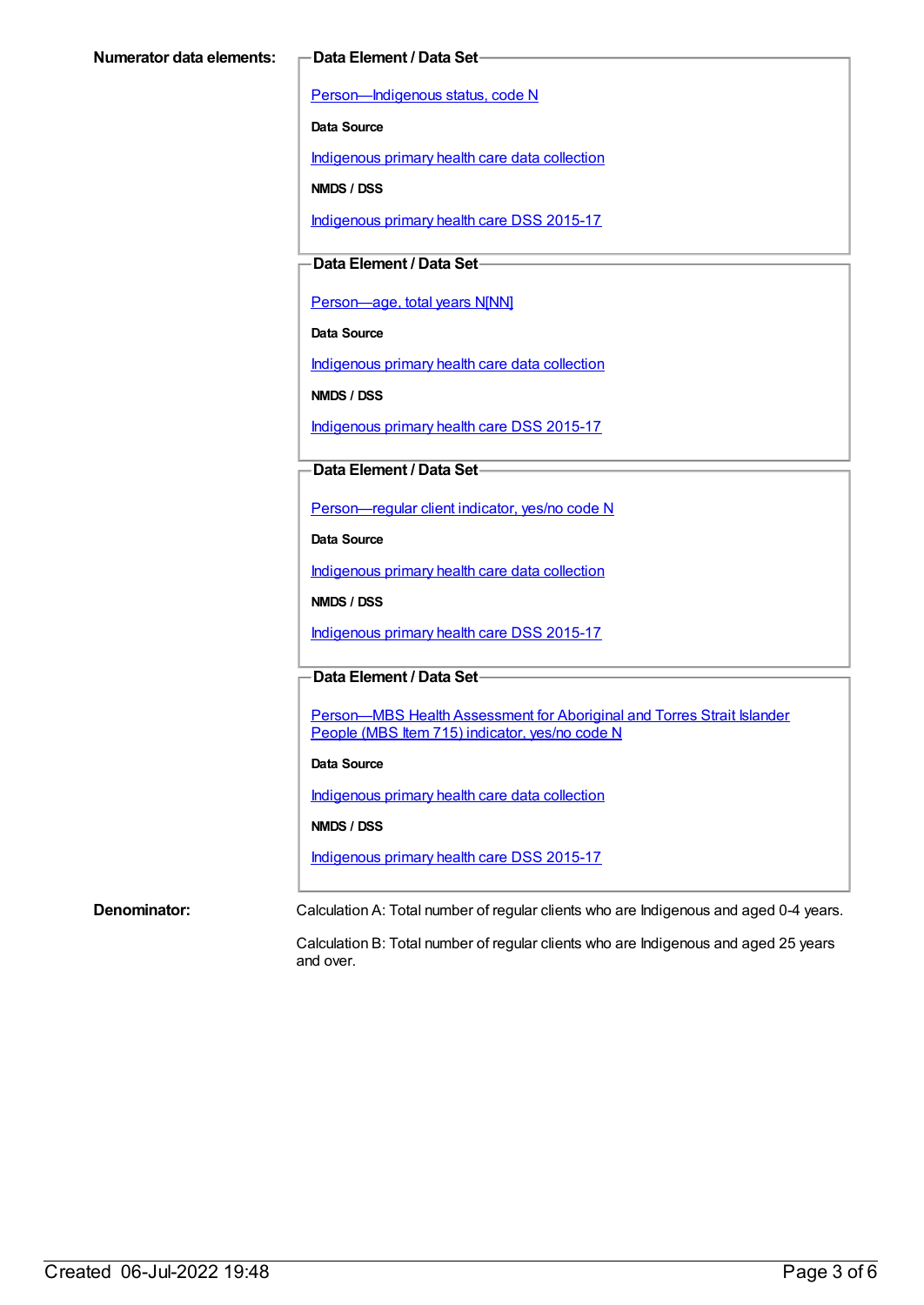**Numerator data elements:**

**Data Element / Data Set**

Person—Indigenous status, code N

**Data Source**

Indigenous primary health care data collection

**NMDS / DSS**

Indigenous primary health care DSS 2015-17

**Data Element / Data Set**

Person—age, total years N[NN]

**Data Source**

Indigenous primary health care data collection

**NMDS / DSS**

Indigenous primary health care DSS 2015-17

**Data Element / Data Set**

Person—regular client indicator, yes/no code N

**Data Source**

Indigenous primary health care data collection

**NMDS / DSS**

Indigenous primary health care DSS 2015-17

**Data Element / Data Set**

Person—MBS Health Assessment for Aboriginal and Torres Strait Islander People (MBS Item 715) indicator, yes/no code N

**Data Source**

Indigenous primary health care data collection

**NMDS / DSS**

Indigenous primary health care DSS 2015-17

**Denominator:**

Calculation A: Total number of regular clients who are Indigenous and aged 0-4 years.

Calculation B: Total number of regular clients who are Indigenous and aged 25 years and over.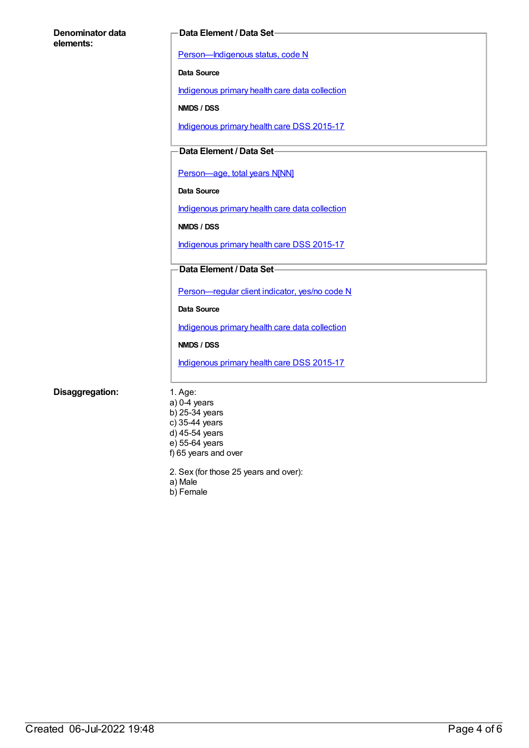**Denominator data elements:**

**Data Element / Data Set**

Person—Indigenous status, code N

**Data Source**

Indigenous primary health care data collection

**NMDS / DSS**

Indigenous primary health care DSS 2015-17

**Data Element / Data Set**

Person—age, total years N[NN]

**Data Source**

Indigenous primary health care data collection

**NMDS / DSS**

Indigenous primary health care DSS 2015-17

**Data Element / Data Set**

Person—regular client indicator, yes/no code N

**Data Source**

Indigenous primary health care data collection

**NMDS / DSS**

Indigenous primary health care DSS 2015-17

**Disaggregation:**

1. Age:
a) 0-4 years
b) 25-34 years
c) 35-44 years
d) 45-54 years
e) 55-64 years
f) 65 years and over

2. Sex (for those 25 years and over):
a) Male
b) Female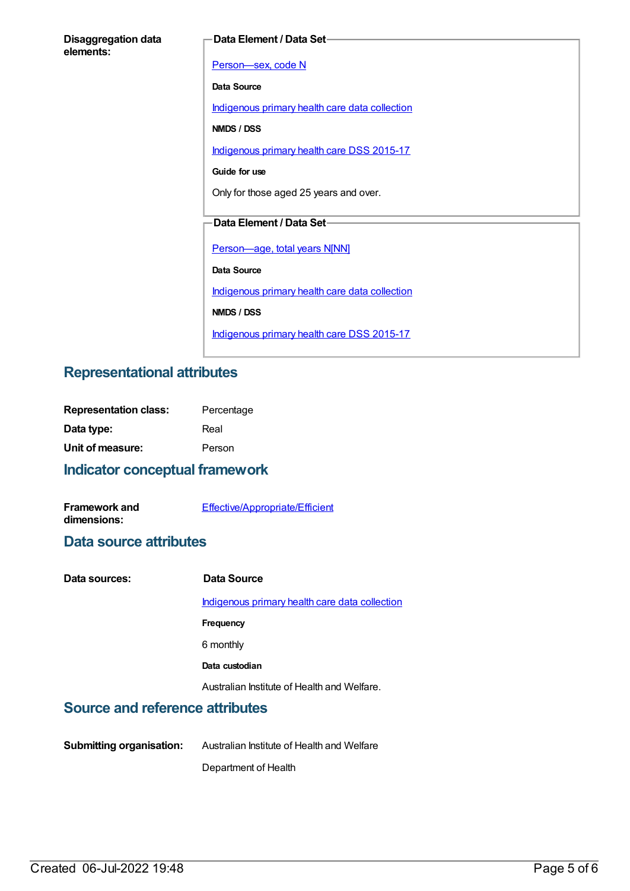**Disaggregation data elements:**

**Data Element / Data Set**

Person—sex, code N

**Data Source**

Indigenous primary health care data collection

**NMDS / DSS**

Indigenous primary health care DSS 2015-17

**Guide for use**

Only for those aged 25 years and over.

**Data Element / Data Set**

Person—age, total years N[NN]

**Data Source**

Indigenous primary health care data collection

**NMDS / DSS**

Indigenous primary health care DSS 2015-17

## Representational attributes

**Representation class:** Percentage

**Data type:** Real

**Unit of measure:** Person

## Indicator conceptual framework

**Framework and dimensions:** Effective/Appropriate/Efficient

## Data source attributes

**Data sources:**

**Data Source**

Indigenous primary health care data collection

**Frequency**

6 monthly

**Data custodian**

Australian Institute of Health and Welfare.

## Source and reference attributes

**Submitting organisation:** Australian Institute of Health and Welfare

Department of Health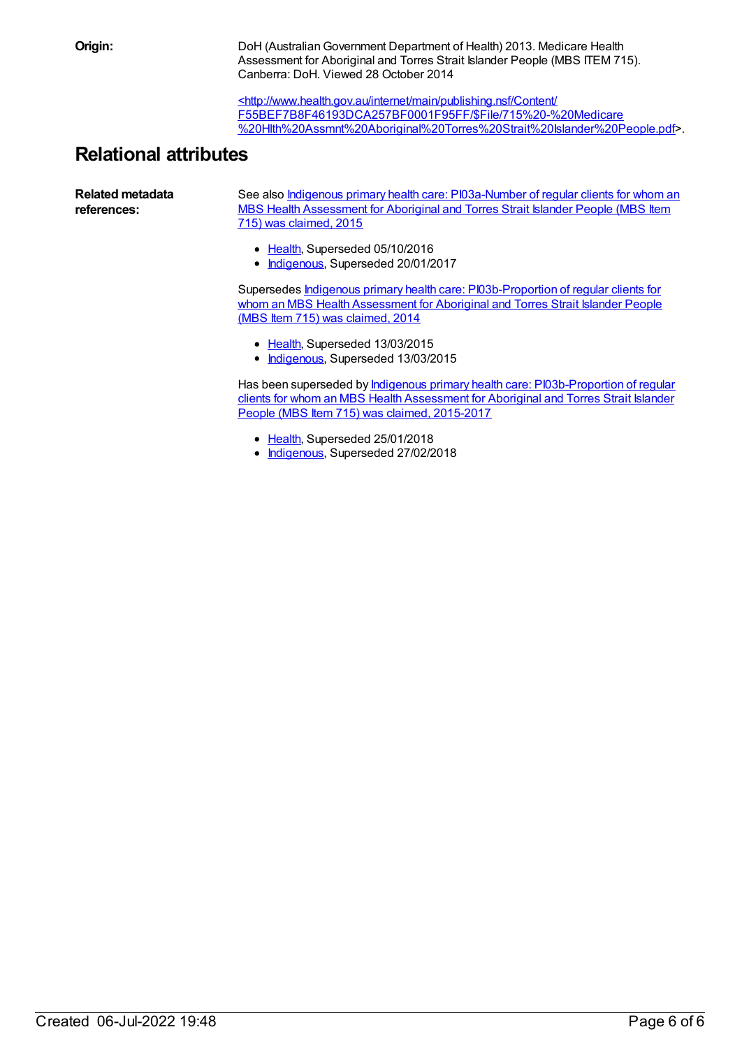**Origin:** DoH (Australian Government Department of Health) 2013. Medicare Health Assessment for Aboriginal and Torres Strait Islander People (MBS ITEM 715). Canberra: DoH. Viewed 28 October 2014

<http://www.health.gov.au/internet/main/publishing.nsf/Content/F55BEF7B8F46193DCA257BF0001F95FF/$File/715%20-%20Medicare%20Hlth%20Assmnt%20Aboriginal%20Torres%20Strait%20Islander%20People.pdf>.

## Relational attributes

**Related metadata references:**

See also Indigenous primary health care: PI03a-Number of regular clients for whom an MBS Health Assessment for Aboriginal and Torres Strait Islander People (MBS Item 715) was claimed, 2015

- Health, Superseded 05/10/2016
- Indigenous, Superseded 20/01/2017

Supersedes Indigenous primary health care: PI03b-Proportion of regular clients for whom an MBS Health Assessment for Aboriginal and Torres Strait Islander People (MBS Item 715) was claimed, 2014

- Health, Superseded 13/03/2015
- Indigenous, Superseded 13/03/2015

Has been superseded by Indigenous primary health care: PI03b-Proportion of regular clients for whom an MBS Health Assessment for Aboriginal and Torres Strait Islander People (MBS Item 715) was claimed, 2015-2017

- Health, Superseded 25/01/2018
- Indigenous, Superseded 27/02/2018